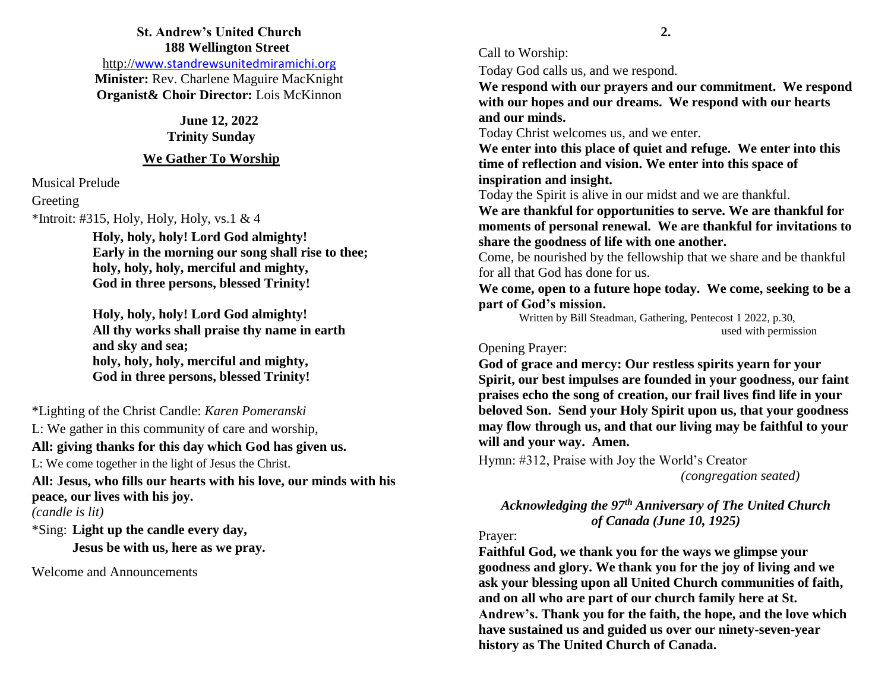**St. Andrew's United Church**
**188 Wellington Street**
http://www.standrewsunitedmiramichi.org
**Minister:** Rev. Charlene Maguire MacKnight
**Organist& Choir Director:** Lois McKinnon

**June 12, 2022**
**Trinity Sunday**

## We Gather To Worship

Musical Prelude

Greeting

*Introit: #315, Holy, Holy, Holy, vs.1 & 4

> **Holy, holy, holy! Lord God almighty!**
> **Early in the morning our song shall rise to thee;**
> **holy, holy, holy, merciful and mighty,**
> **God in three persons, blessed Trinity!**
>
> **Holy, holy, holy! Lord God almighty!**
> **All thy works shall praise thy name in earth and sky and sea;**
> **holy, holy, holy, merciful and mighty,**
> **God in three persons, blessed Trinity!**

*Lighting of the Christ Candle: *Karen Pomeranski*

L: We gather in this community of care and worship,

**All: giving thanks for this day which God has given us.**

L: We come together in the light of Jesus the Christ.

**All: Jesus, who fills our hearts with his love, our minds with his peace, our lives with his joy.**

*(candle is lit)*

*Sing: **Light up the candle every day,**
**Jesus be with us, here as we pray.**

Welcome and Announcements

Call to Worship:

Today God calls us, and we respond.

**We respond with our prayers and our commitment. We respond with our hopes and our dreams. We respond with our hearts and our minds.**

Today Christ welcomes us, and we enter.

**We enter into this place of quiet and refuge. We enter into this time of reflection and vision. We enter into this space of inspiration and insight.**

Today the Spirit is alive in our midst and we are thankful.

**We are thankful for opportunities to serve. We are thankful for moments of personal renewal. We are thankful for invitations to share the goodness of life with one another.**

Come, be nourished by the fellowship that we share and be thankful for all that God has done for us.

**We come, open to a future hope today. We come, seeking to be a part of God's mission.**

Written by Bill Steadman, Gathering, Pentecost 1 2022, p.30, used with permission

Opening Prayer:

**God of grace and mercy: Our restless spirits yearn for your Spirit, our best impulses are founded in your goodness, our faint praises echo the song of creation, our frail lives find life in your beloved Son. Send your Holy Spirit upon us, that your goodness may flow through us, and that our living may be faithful to your will and your way. Amen.**

Hymn: #312, Praise with Joy the World's Creator *(congregation seated)*

### *Acknowledging the 97th Anniversary of The United Church of Canada (June 10, 1925)*

Prayer:

**Faithful God, we thank you for the ways we glimpse your goodness and glory. We thank you for the joy of living and we ask your blessing upon all United Church communities of faith, and on all who are part of our church family here at St. Andrew's. Thank you for the faith, the hope, and the love which have sustained us and guided us over our ninety-seven-year history as The United Church of Canada.**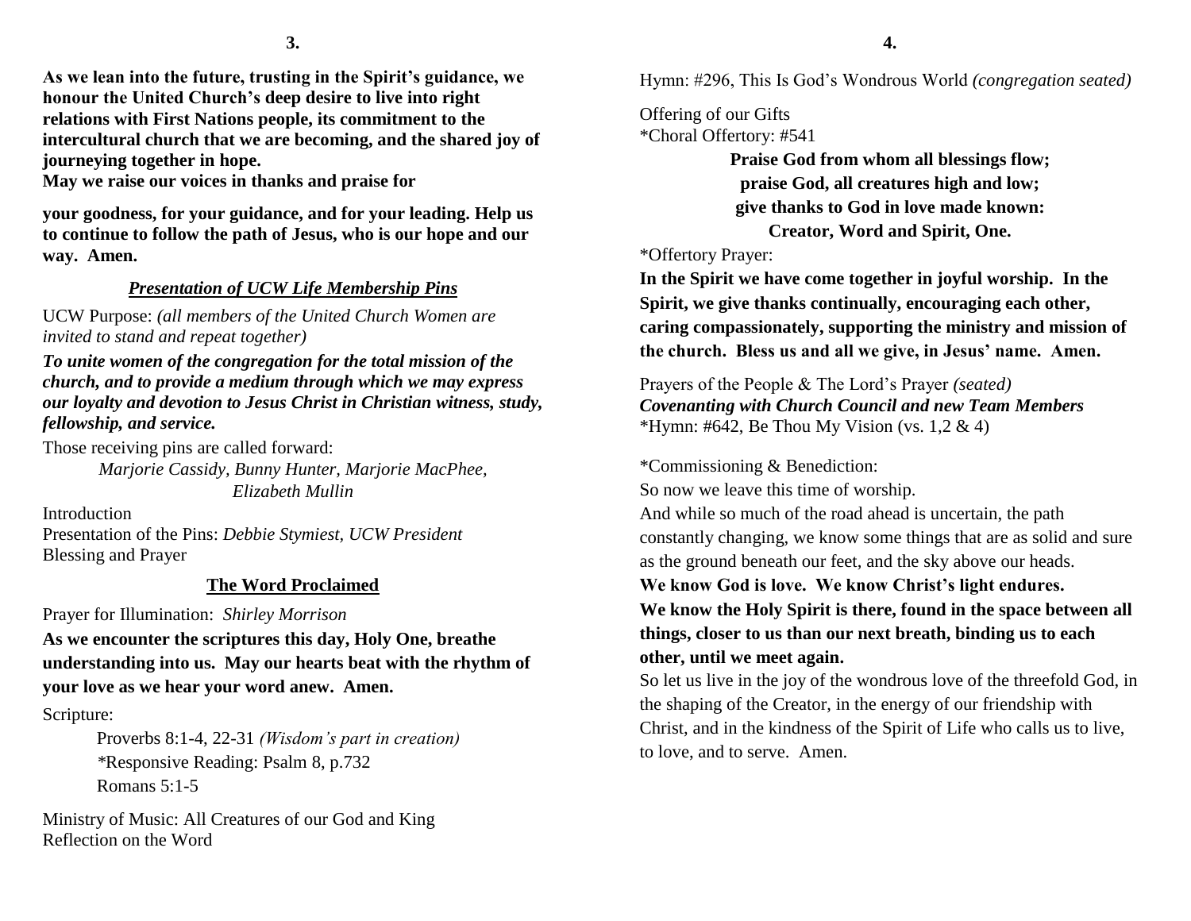**As we lean into the future, trusting in the Spirit's guidance, we honour the United Church's deep desire to live into right relations with First Nations people, its commitment to the intercultural church that we are becoming, and the shared joy of journeying together in hope.**
**May we raise our voices in thanks and praise for**

**your goodness, for your guidance, and for your leading. Help us to continue to follow the path of Jesus, who is our hope and our way. Amen.**

### ***Presentation of UCW Life Membership Pins***

UCW Purpose: *(all members of the United Church Women are invited to stand and repeat together)*

***To unite women of the congregation for the total mission of the church, and to provide a medium through which we may express our loyalty and devotion to Jesus Christ in Christian witness, study, fellowship, and service.***

Those receiving pins are called forward:

*Marjorie Cassidy, Bunny Hunter, Marjorie MacPhee, Elizabeth Mullin*

Introduction
Presentation of the Pins: *Debbie Stymiest, UCW President*
Blessing and Prayer

### **The Word Proclaimed**

Prayer for Illumination: *Shirley Morrison*

**As we encounter the scriptures this day, Holy One, breathe understanding into us. May our hearts beat with the rhythm of your love as we hear your word anew. Amen.**

Scripture:

Proverbs 8:1-4, 22-31 *(Wisdom's part in creation)*
*Responsive Reading: Psalm 8, p.732
Romans 5:1-5

Ministry of Music: All Creatures of our God and King
Reflection on the Word

Hymn: #296, This Is God's Wondrous World *(congregation seated)*

Offering of our Gifts
*Choral Offertory: #541

**Praise God from whom all blessings flow;**
**praise God, all creatures high and low;**
**give thanks to God in love made known:**
**Creator, Word and Spirit, One.**

*Offertory Prayer:

**In the Spirit we have come together in joyful worship. In the Spirit, we give thanks continually, encouraging each other, caring compassionately, supporting the ministry and mission of the church. Bless us and all we give, in Jesus' name. Amen.**

Prayers of the People & The Lord's Prayer *(seated)*
***Covenanting with Church Council and new Team Members***
*Hymn: #642, Be Thou My Vision (vs. 1,2 & 4)

*Commissioning & Benediction:

So now we leave this time of worship.

And while so much of the road ahead is uncertain, the path constantly changing, we know some things that are as solid and sure as the ground beneath our feet, and the sky above our heads.

**We know God is love. We know Christ's light endures.**
**We know the Holy Spirit is there, found in the space between all things, closer to us than our next breath, binding us to each other, until we meet again.**

So let us live in the joy of the wondrous love of the threefold God, in the shaping of the Creator, in the energy of our friendship with Christ, and in the kindness of the Spirit of Life who calls us to live, to love, and to serve. Amen.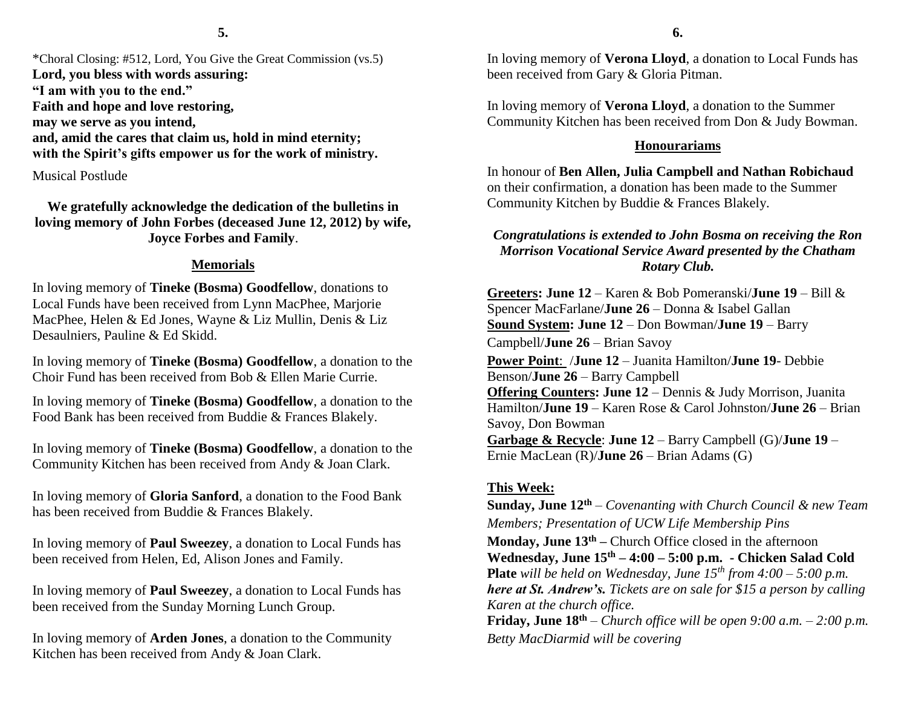*Choral Closing: #512, Lord, You Give the Great Commission (vs.5)

**Lord, you bless with words assuring:**
**"I am with you to the end."**
**Faith and hope and love restoring,**
**may we serve as you intend,**
**and, amid the cares that claim us, hold in mind eternity;**
**with the Spirit's gifts empower us for the work of ministry.**

Musical Postlude

**We gratefully acknowledge the dedication of the bulletins in loving memory of John Forbes (deceased June 12, 2012) by wife, Joyce Forbes and Family**.

## Memorials

In loving memory of **Tineke (Bosma) Goodfellow**, donations to Local Funds have been received from Lynn MacPhee, Marjorie MacPhee, Helen & Ed Jones, Wayne & Liz Mullin, Denis & Liz Desaulniers, Pauline & Ed Skidd.

In loving memory of **Tineke (Bosma) Goodfellow**, a donation to the Choir Fund has been received from Bob & Ellen Marie Currie.

In loving memory of **Tineke (Bosma) Goodfellow**, a donation to the Food Bank has been received from Buddie & Frances Blakely.

In loving memory of **Tineke (Bosma) Goodfellow**, a donation to the Community Kitchen has been received from Andy & Joan Clark.

In loving memory of **Gloria Sanford**, a donation to the Food Bank has been received from Buddie & Frances Blakely.

In loving memory of **Paul Sweezey**, a donation to Local Funds has been received from Helen, Ed, Alison Jones and Family.

In loving memory of **Paul Sweezey**, a donation to Local Funds has been received from the Sunday Morning Lunch Group.

In loving memory of **Arden Jones**, a donation to the Community Kitchen has been received from Andy & Joan Clark.

In loving memory of **Verona Lloyd**, a donation to Local Funds has been received from Gary & Gloria Pitman.

In loving memory of **Verona Lloyd**, a donation to the Summer Community Kitchen has been received from Don & Judy Bowman.

## Honourariams

In honour of **Ben Allen, Julia Campbell and Nathan Robichaud** on their confirmation, a donation has been made to the Summer Community Kitchen by Buddie & Frances Blakely.

***Congratulations is extended to John Bosma on receiving the Ron Morrison Vocational Service Award presented by the Chatham Rotary Club.***

**Greeters: June 12** – Karen & Bob Pomeranski/**June 19** – Bill & Spencer MacFarlane/**June 26** – Donna & Isabel Gallan
**Sound System: June 12** – Don Bowman/**June 19** – Barry Campbell/**June 26** – Brian Savoy
**Power Point**: /**June 12** – Juanita Hamilton/**June 19**- Debbie Benson/**June 26** – Barry Campbell
**Offering Counters: June 12** – Dennis & Judy Morrison, Juanita Hamilton/**June 19** – Karen Rose & Carol Johnston/**June 26** – Brian Savoy, Don Bowman
**Garbage & Recycle**: **June 12** – Barry Campbell (G)/**June 19** – Ernie MacLean (R)/**June 26** – Brian Adams (G)

## This Week:

**Sunday, June 12th** – *Covenanting with Church Council & new Team Members; Presentation of UCW Life Membership Pins*
**Monday, June 13th –** Church Office closed in the afternoon
**Wednesday, June 15th – 4:00 – 5:00 p.m. - Chicken Salad Cold Plate** *will be held on Wednesday, June 15th from 4:00 – 5:00 p.m.* ***here at St. Andrew's.*** *Tickets are on sale for $15 a person by calling Karen at the church office.*
**Friday, June 18th** – *Church office will be open 9:00 a.m. – 2:00 p.m. Betty MacDiarmid will be covering*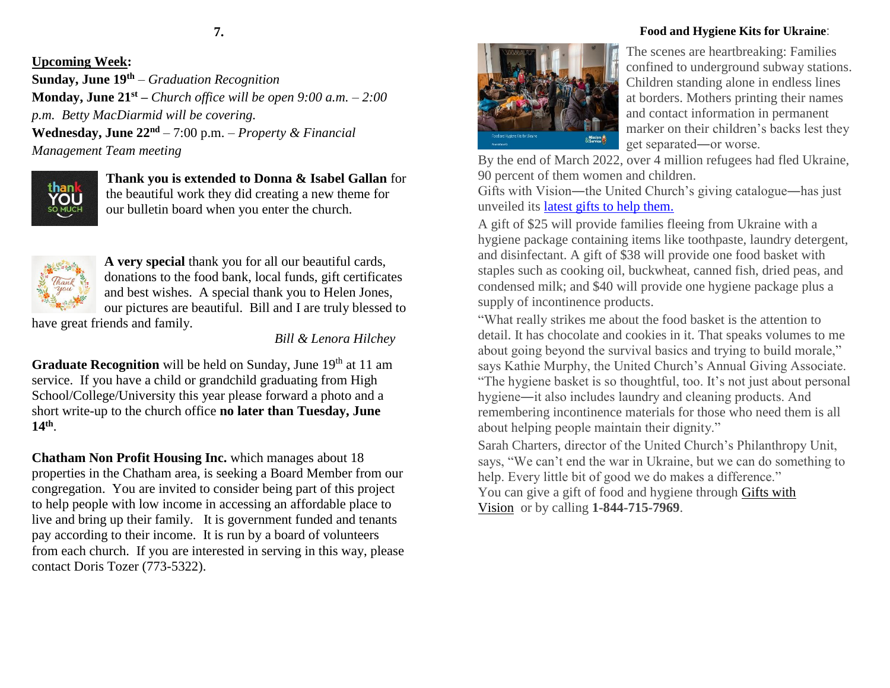**Upcoming Week:**

**Sunday, June 19th** – *Graduation Recognition*

**Monday, June 21st –** *Church office will be open 9:00 a.m. – 2:00 p.m. Betty MacDiarmid will be covering.*

**Wednesday, June 22nd** – 7:00 p.m. – *Property & Financial Management Team meeting*

**Thank you is extended to Donna & Isabel Gallan** for the beautiful work they did creating a new theme for our bulletin board when you enter the church.

**A very special** thank you for all our beautiful cards, donations to the food bank, local funds, gift certificates and best wishes. A special thank you to Helen Jones, our pictures are beautiful. Bill and I are truly blessed to have great friends and family.

*Bill & Lenora Hilchey*

**Graduate Recognition** will be held on Sunday, June 19th at 11 am service. If you have a child or grandchild graduating from High School/College/University this year please forward a photo and a short write-up to the church office **no later than Tuesday, June 14th**.

**Chatham Non Profit Housing Inc.** which manages about 18 properties in the Chatham area, is seeking a Board Member from our congregation. You are invited to consider being part of this project to help people with low income in accessing an affordable place to live and bring up their family. It is government funded and tenants pay according to their income. It is run by a board of volunteers from each church. If you are interested in serving in this way, please contact Doris Tozer (773-5322).

**Food and Hygiene Kits for Ukraine**:

The scenes are heartbreaking: Families confined to underground subway stations. Children standing alone in endless lines at borders. Mothers printing their names and contact information in permanent marker on their children's backs lest they get separated—or worse.

By the end of March 2022, over 4 million refugees had fled Ukraine, 90 percent of them women and children.

Gifts with Vision—the United Church's giving catalogue—has just unveiled its latest gifts to help them.

A gift of $25 will provide families fleeing from Ukraine with a hygiene package containing items like toothpaste, laundry detergent, and disinfectant. A gift of $38 will provide one food basket with staples such as cooking oil, buckwheat, canned fish, dried peas, and condensed milk; and $40 will provide one hygiene package plus a supply of incontinence products.

"What really strikes me about the food basket is the attention to detail. It has chocolate and cookies in it. That speaks volumes to me about going beyond the survival basics and trying to build morale," says Kathie Murphy, the United Church's Annual Giving Associate. "The hygiene basket is so thoughtful, too. It's not just about personal hygiene—it also includes laundry and cleaning products. And remembering incontinence materials for those who need them is all about helping people maintain their dignity."

Sarah Charters, director of the United Church's Philanthropy Unit, says, "We can't end the war in Ukraine, but we can do something to help. Every little bit of good we do makes a difference."

You can give a gift of food and hygiene through Gifts with Vision or by calling **1-844-715-7969**.